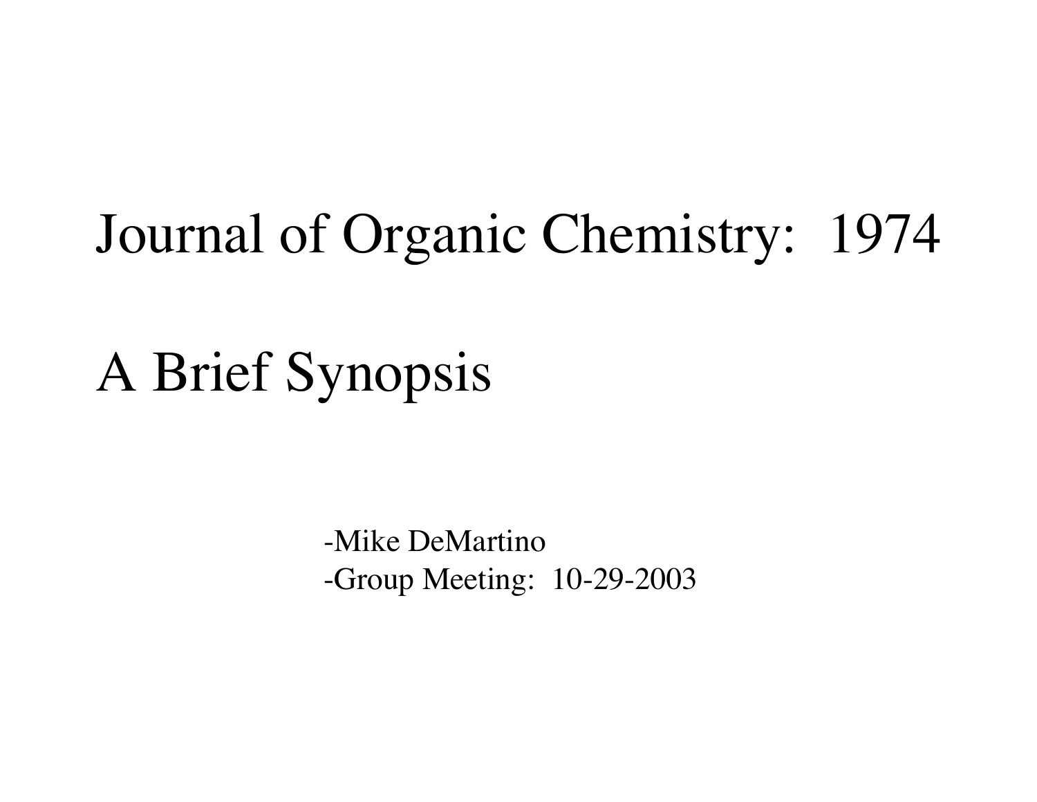# Journal of Organic Chemistry: 1974

# A Brief Synopsis

-Mike DeMartino
-Group Meeting: 10-29-2003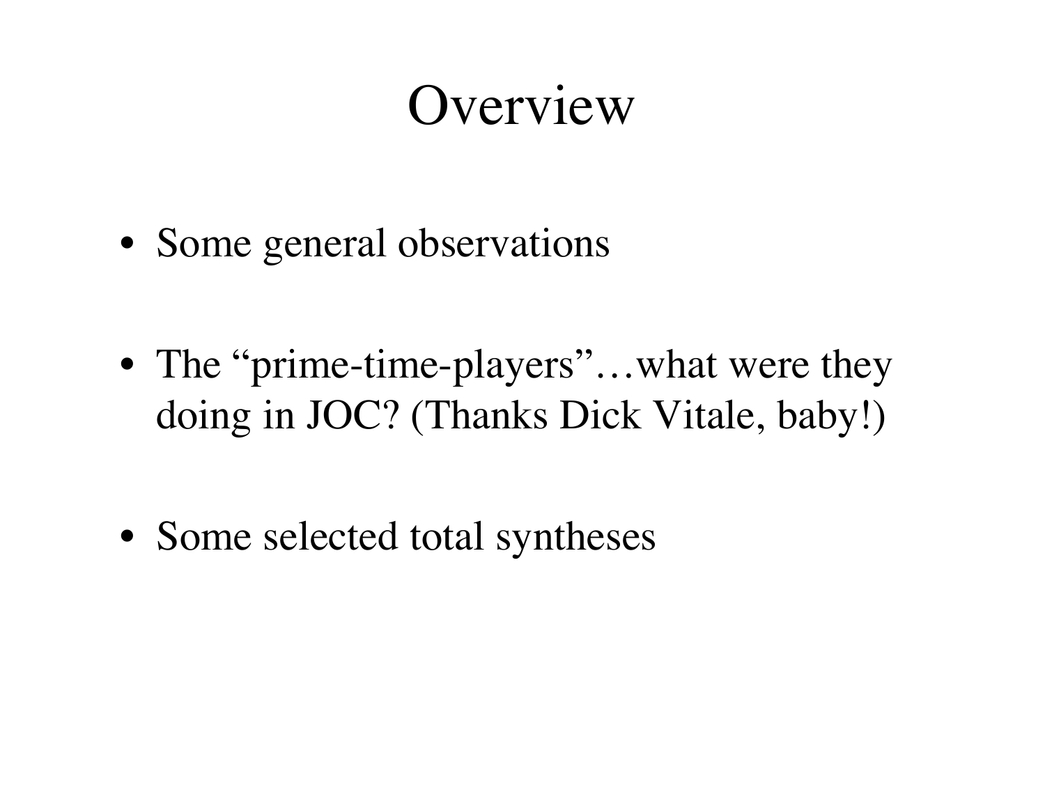# Overview

- Some general observations
- The "prime-time-players"…what were they doing in JOC? (Thanks Dick Vitale, baby!)
- Some selected total syntheses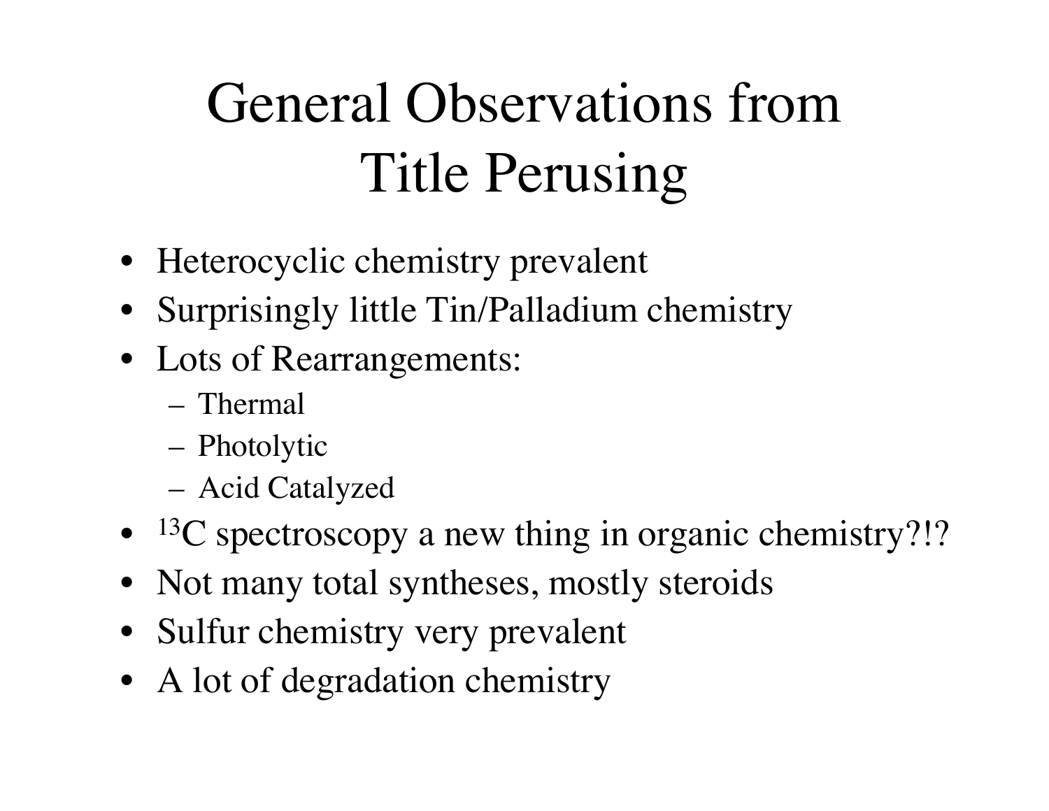# General Observations from Title Perusing

- Heterocyclic chemistry prevalent
- Surprisingly little Tin/Palladium chemistry
- Lots of Rearrangements:
  - Thermal
  - Photolytic
  - Acid Catalyzed
- $^{13}C$ spectroscopy a new thing in organic chemistry?!?
- Not many total syntheses, mostly steroids
- Sulfur chemistry very prevalent
- A lot of degradation chemistry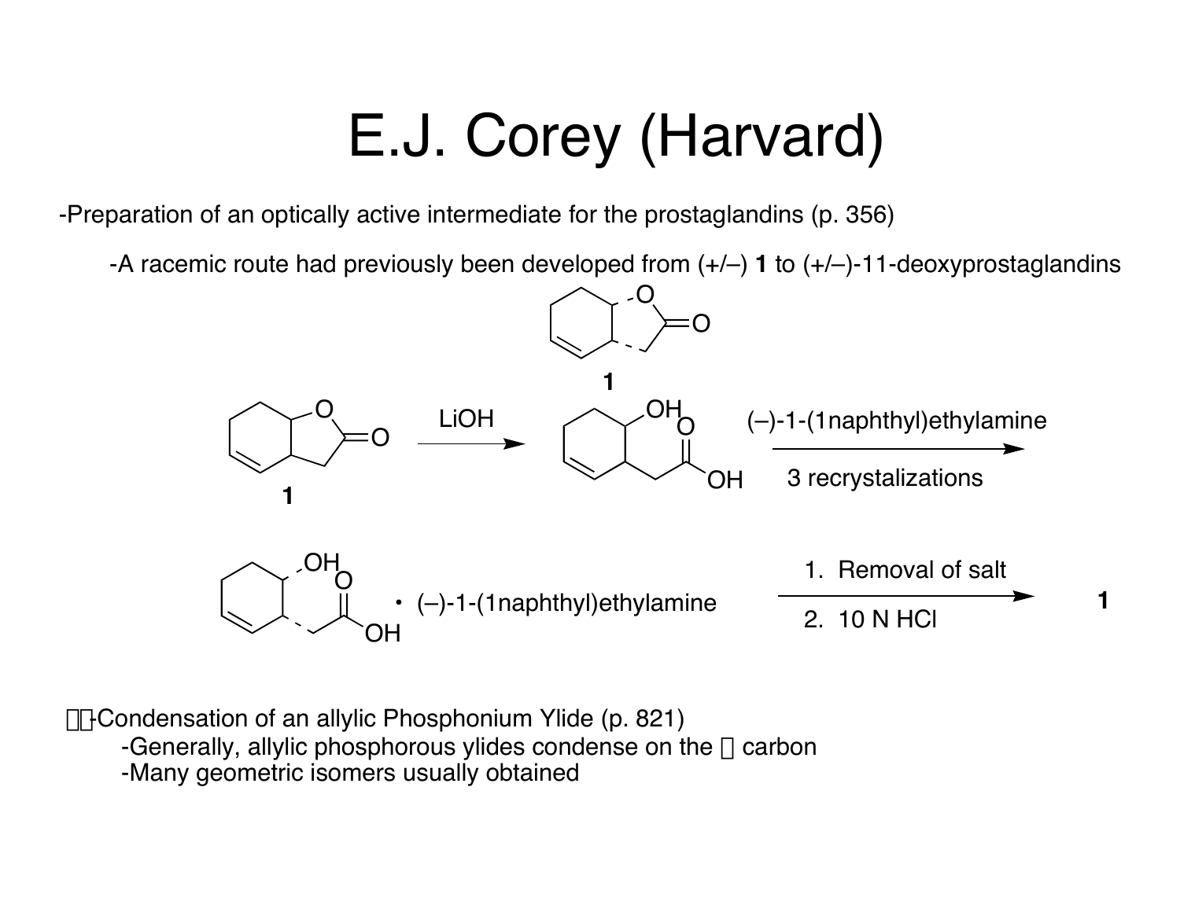# E.J. Corey (Harvard)

-Preparation of an optically active intermediate for the prostaglandins (p. 356)

-A racemic route had previously been developed from (+/–) **1** to (+/–)-11-deoxyprostaglandins

**1**

**1** —LiOH→ —(–)-1-(1naphthyl)ethylamine, 3 recrystalizations→

• (–)-1-(1naphthyl)ethylamine —1. Removal of salt; 2. 10 N HCl→ **1**

-Condensation of an allylic Phosphonium Ylide (p. 821)

-Generally, allylic phosphorous ylides condense on the  carbon

-Many geometric isomers usually obtained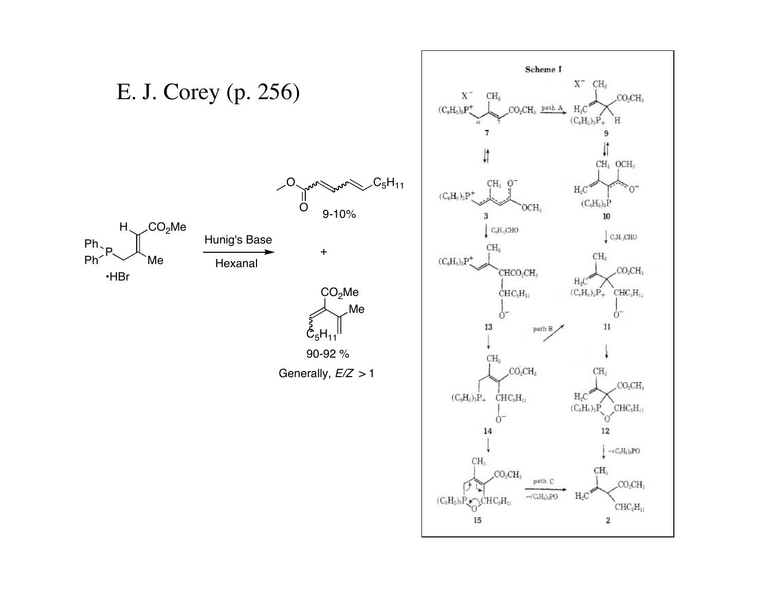# E. J. Corey (p. 256)

Ph₂P–CH₂–C(Me)=CH–CO₂Me •HBr → (Hunig's Base, Hexanal)

Products:

- MeO₂C–CH=CH–CH=CH–$C_5H_{11}$ — 9-10%
- $+$
- $C_5H_{11}$–CH=C(CO₂Me)–C(Me)=CH₂ — 90-92 %

Generally, $E/Z > 1$

**Scheme I**

- **7**: $X^-$ $(C_6H_5)_3P^+$–CH₂(α)–C(CH₃)=CH(γ)–CO₂CH₃ → path A → **9**
- **9**: $X^-$ H₂C=C(CH₃)–CH(CO₂CH₃)–$P^+(C_6H_5)_3$
- **3**: $(C_6H_5)_3P^+$–CH=C(CH₃)–CH=C(O⁻)OCH₃ (from **7**, equilibrium)
- **10**: H₂C=C(CH₃)–C[$P(C_6H_5)_3$]=C(O⁻)OCH₃ (from **9**, equilibrium)
- **3** → $C_5H_{11}CHO$ → **13**: $(C_6H_5)_3P^+$–CH=C(CH₃)–CH(CO₂CH₃)–CH(O⁻)$C_5H_{11}$
- **10** → $C_5H_{11}CHO$ → **11**: H₂C=C(CH₃)–C(CO₂CH₃)[$P^+(C_6H_5)_3$]–CH(O⁻)$C_5H_{11}$
- **13** → path B → **11**
- **13** → **14**: $(C_6H_5)_3P^+$–CH₂–C(CH₃)=C(CO₂CH₃)–CH(O⁻)$C_5H_{11}$
- **11** → **12**: oxaphosphetane, H₂C=C(CH₃)–C(CO₂CH₃)–$P(C_6H_5)_3$–O–CH$C_5H_{11}$
- **14** → **15**: cyclic $(C_6H_5)_3P$–O–CH$C_5H_{11}$ intermediate
- **12** → $-(C_6H_5)_3PO$ → **2**
- **15** → path C, $-(C_6H_5)_3PO$ → **2**
- **2**: H₂C=C(CH₃)–C(CO₂CH₃)=CH$C_5H_{11}$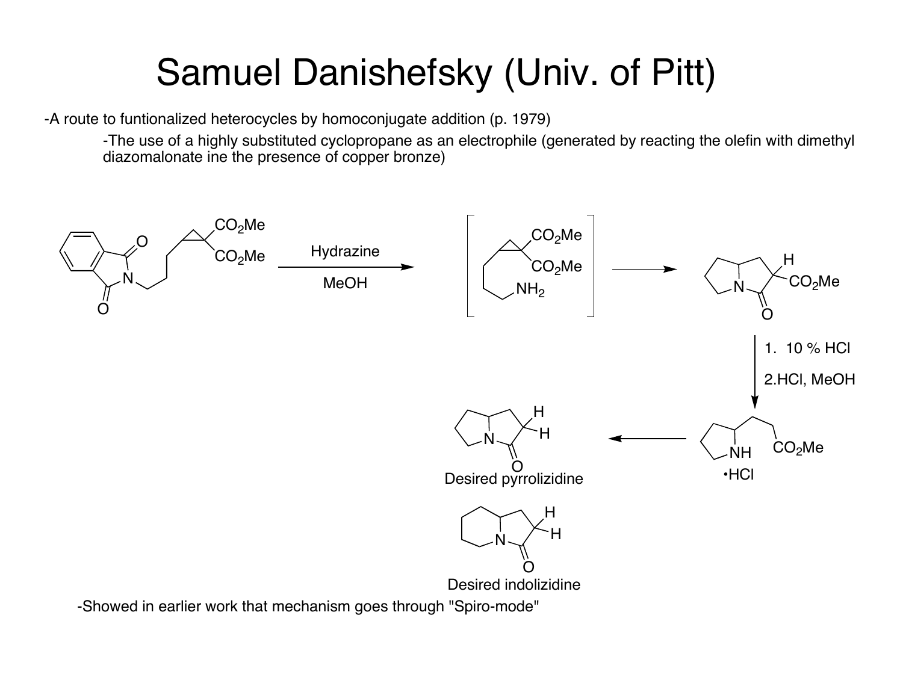# Samuel Danishefsky (Univ. of Pitt)

-A route to funtionalized heterocycles by homoconjugate addition (p. 1979)

-The use of a highly substituted cyclopropane as an electrophile (generated by reacting the olefin with dimethyl diazomalonate ine the presence of copper bronze)

Hydrazine

MeOH

1. 10 % HCl

2.HCl, MeOH

$CO_2Me$

$NH_2$

•HCl

Desired pyrrolizidine

Desired indolizidine

-Showed in earlier work that mechanism goes through "Spiro-mode"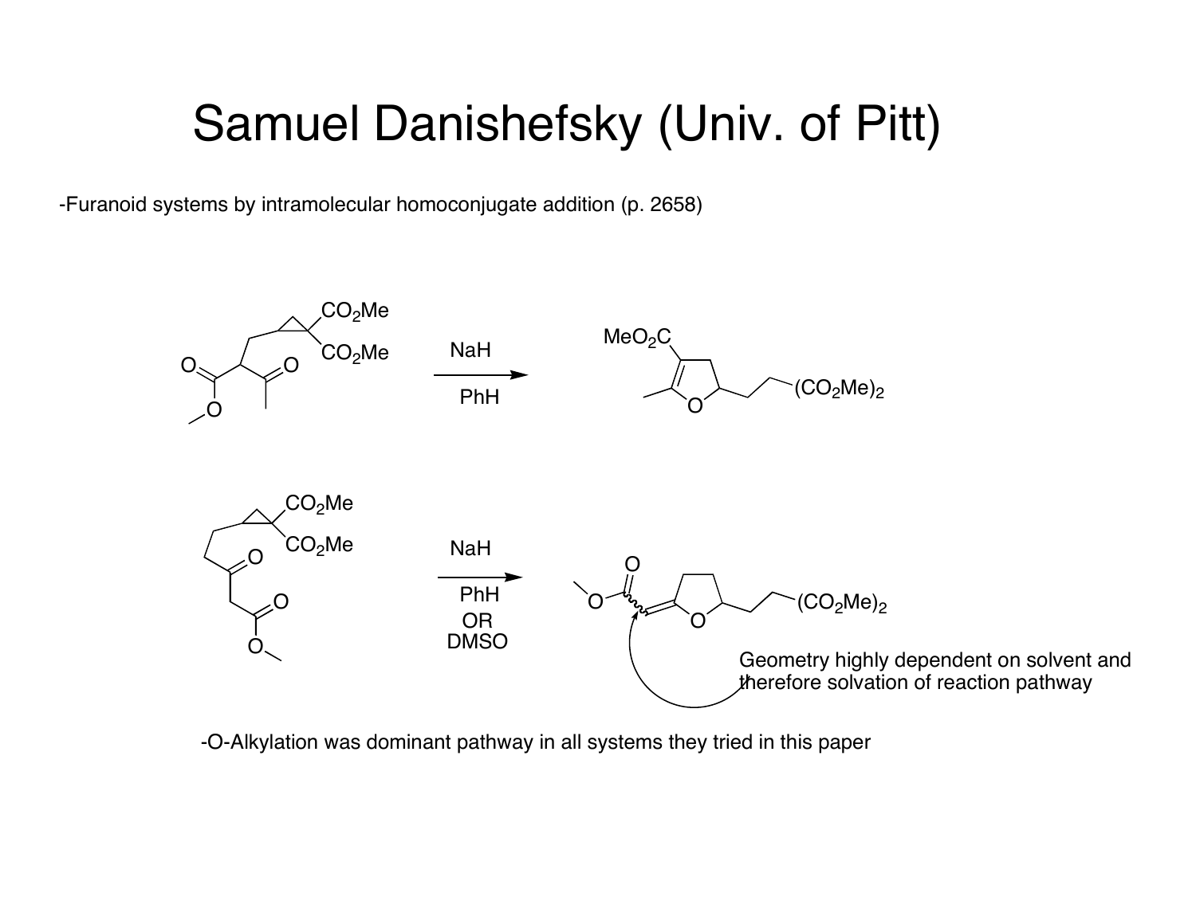# Samuel Danishefsky (Univ. of Pitt)

-Furanoid systems by intramolecular homoconjugate addition (p. 2658)

NaH

PhH

$MeO_2C$

$(CO_2Me)_2$

$CO_2Me$

$CO_2Me$

NaH

PhH

OR

DMSO

$(CO_2Me)_2$

Geometry highly dependent on solvent and therefore solvation of reaction pathway

-O-Alkylation was dominant pathway in all systems they tried in this paper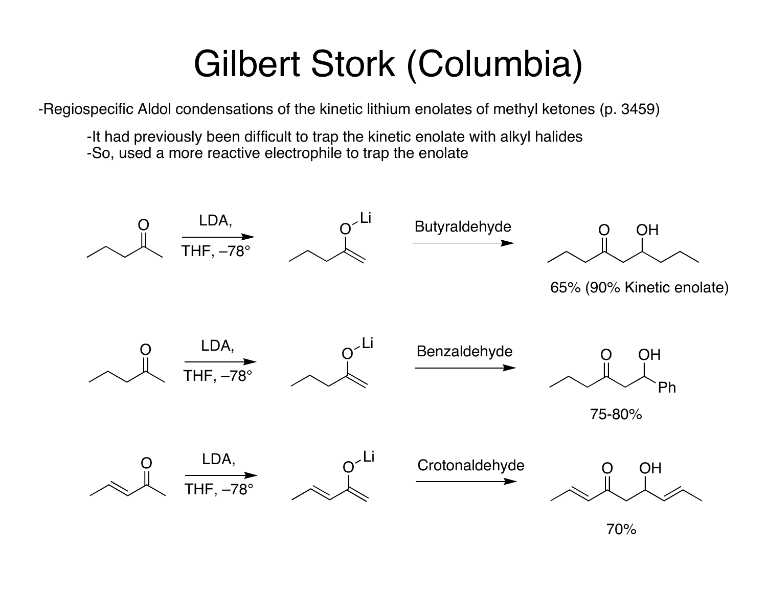# Gilbert Stork (Columbia)

-Regiospecific Aldol condensations of the kinetic lithium enolates of methyl ketones (p. 3459)

- It had previously been difficult to trap the kinetic enolate with alkyl halides
- So, used a more reactive electrophile to trap the enolate

LDA, THF, –78° → Butyraldehyde

65% (90% Kinetic enolate)

LDA, THF, –78° → Benzaldehyde

75-80%

LDA, THF, –78° → Crotonaldehyde

70%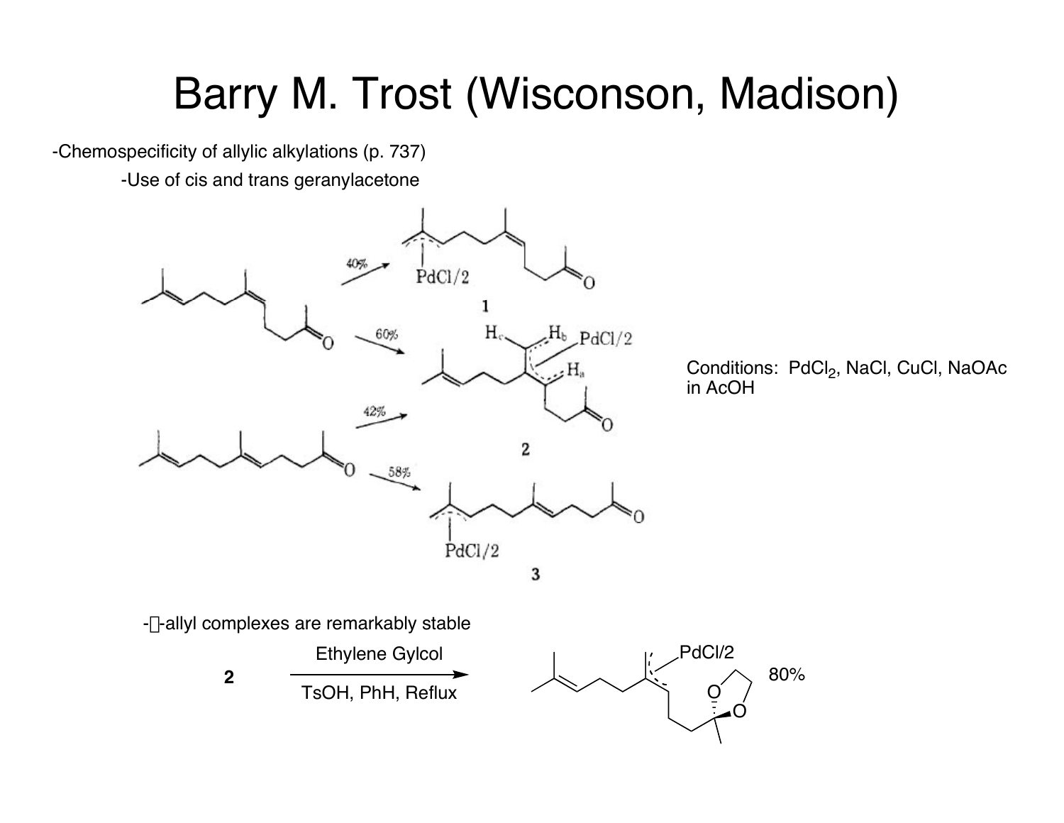# Barry M. Trost (Wisconson, Madison)

- Chemospecificity of allylic alkylations (p. 737)
  - Use of cis and trans geranylacetone

40%

60%

42%

58%

PdCl/2

1

2

3

Conditions: $PdCl_2$, NaCl, CuCl, NaOAc in AcOH

- -allyl complexes are remarkably stable

**2** → Ethylene Gylcol / TsOH, PhH, Reflux → 80%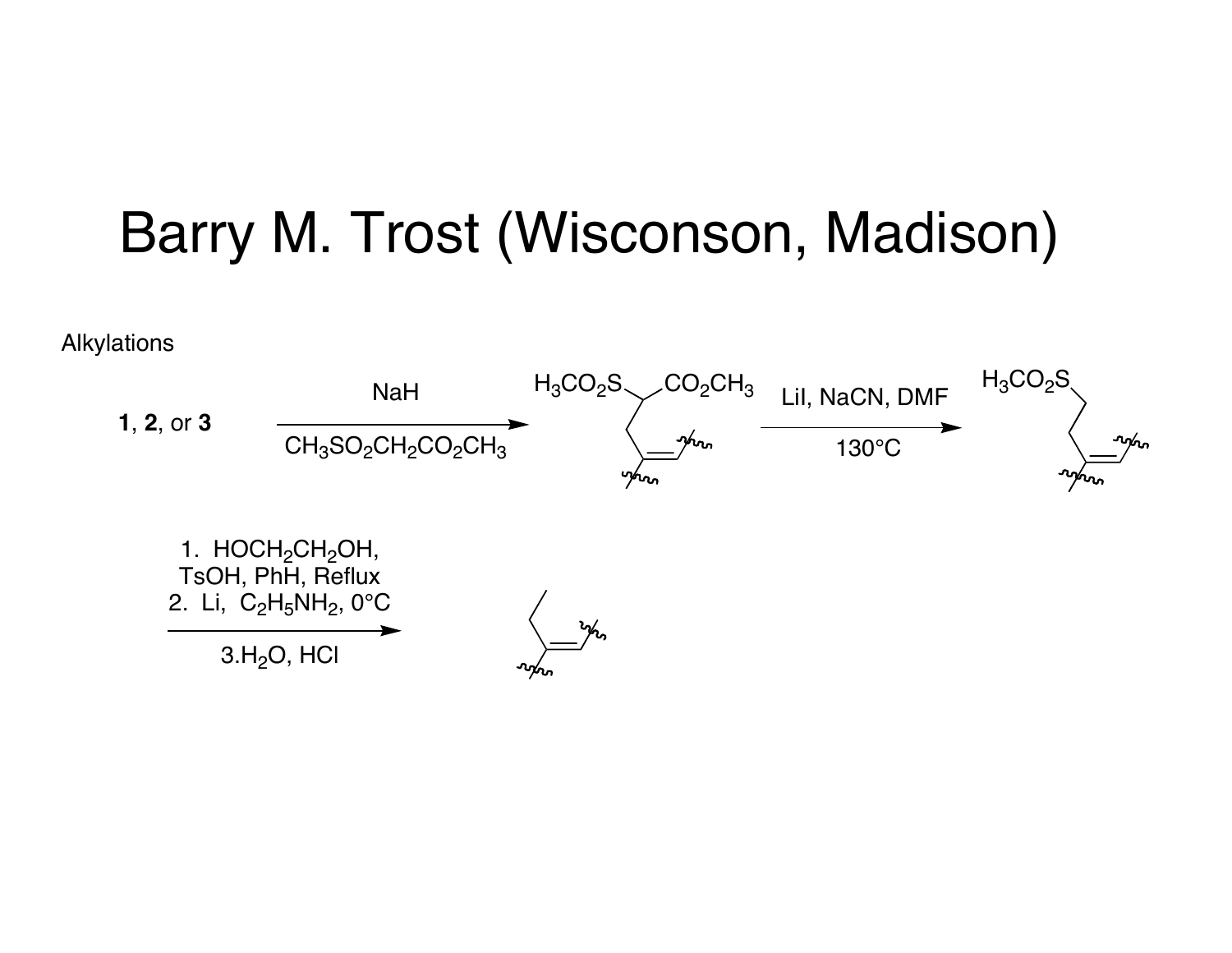# Barry M. Trost (Wisconson, Madison)

Alkylations

**1**, **2**, or **3** → NaH / $CH_3SO_2CH_2CO_2CH_3$ → $H_3CO_2S$, $CO_2CH_3$ → LiI, NaCN, DMF / 130°C → $H_3CO_2S$

1. $HOCH_2CH_2OH$, TsOH, PhH, Reflux
2. Li, $C_2H_5NH_2$, 0°C
3. $H_2O$, HCl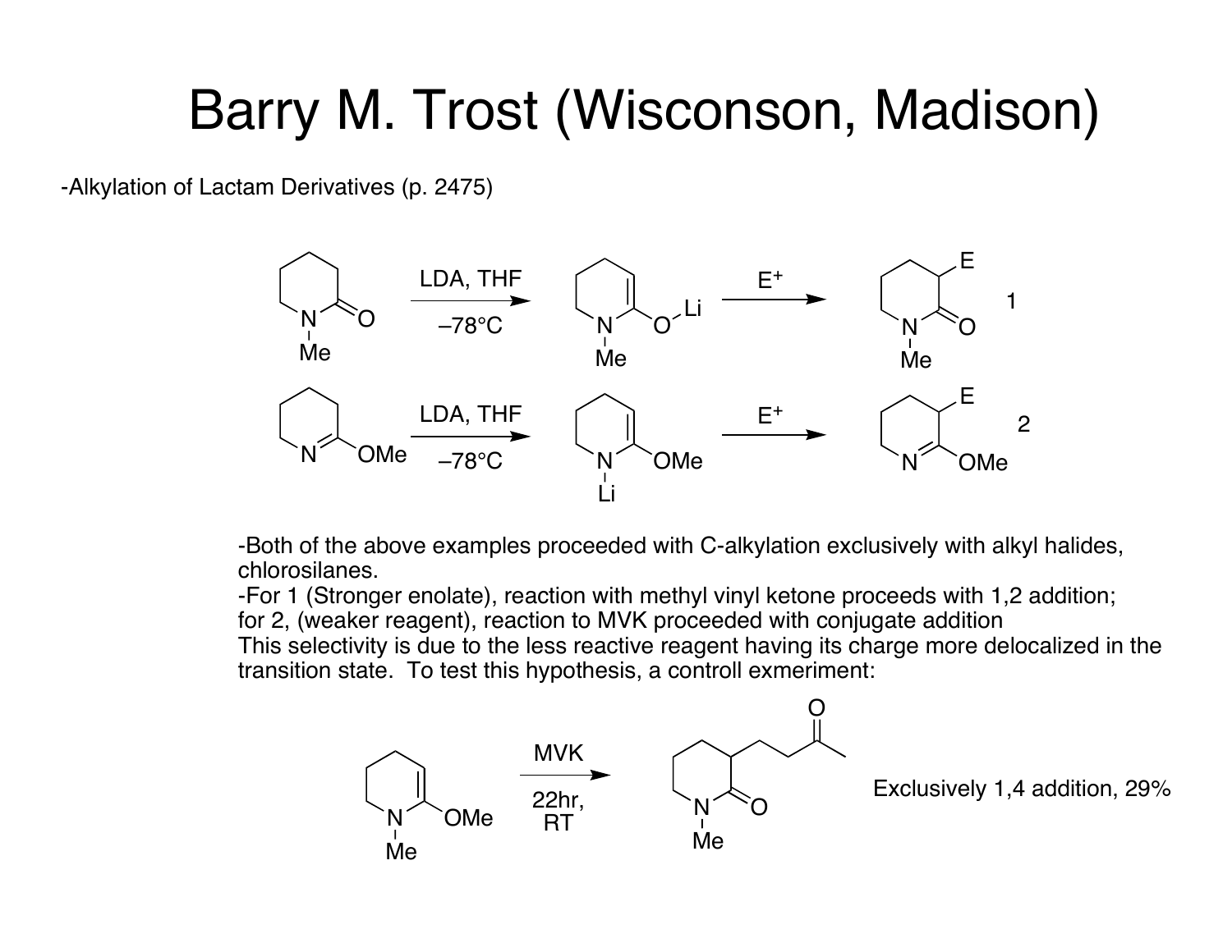# Barry M. Trost (Wisconson, Madison)

-Alkylation of Lactam Derivatives (p. 2475)

-Both of the above examples proceeded with C-alkylation exclusively with alkyl halides, chlorosilanes.
-For 1 (Stronger enolate), reaction with methyl vinyl ketone proceeds with 1,2 addition; for 2, (weaker reagent), reaction to MVK proceeded with conjugate addition
This selectivity is due to the less reactive reagent having its charge more delocalized in the transition state. To test this hypothesis, a controll exmeriment:

Exclusively 1,4 addition, 29%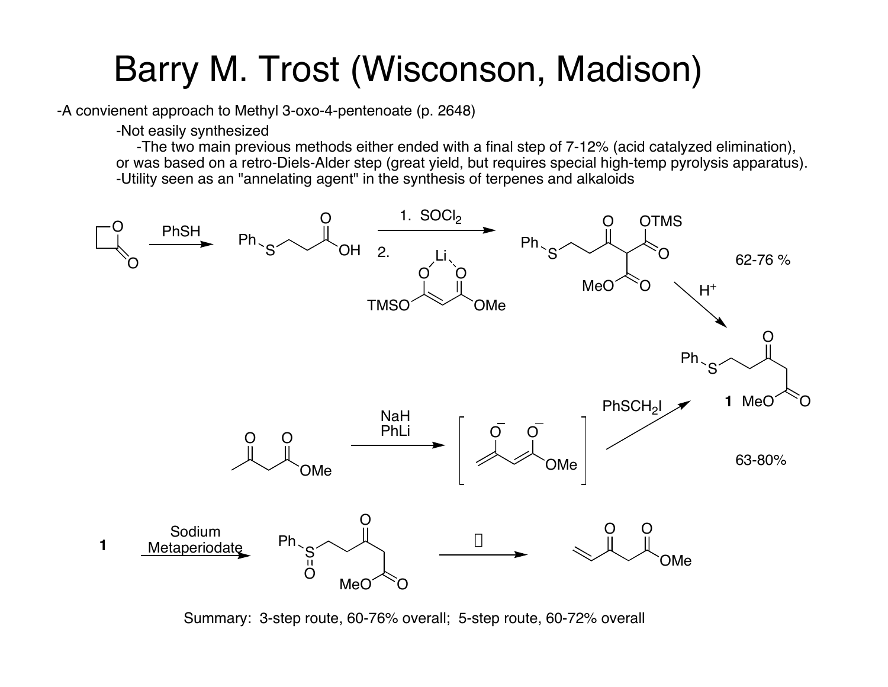# Barry M. Trost (Wisconson, Madison)

-A convienent approach to Methyl 3-oxo-4-pentenoate (p. 2648)

- -Not easily synthesized
  - -The two main previous methods either ended with a final step of 7-12% (acid catalyzed elimination), or was based on a retro-Diels-Alder step (great yield, but requires special high-temp pyrolysis apparatus).
- -Utility seen as an "annelating agent" in the synthesis of terpenes and alkaloids

PhSH

1. $SOCl_2$
2.

62-76 %

$H^+$

NaH
PhLi

$PhSCH_2I$

**1**

63-80%

**1** Sodium Metaperiodate

Summary: 3-step route, 60-76% overall; 5-step route, 60-72% overall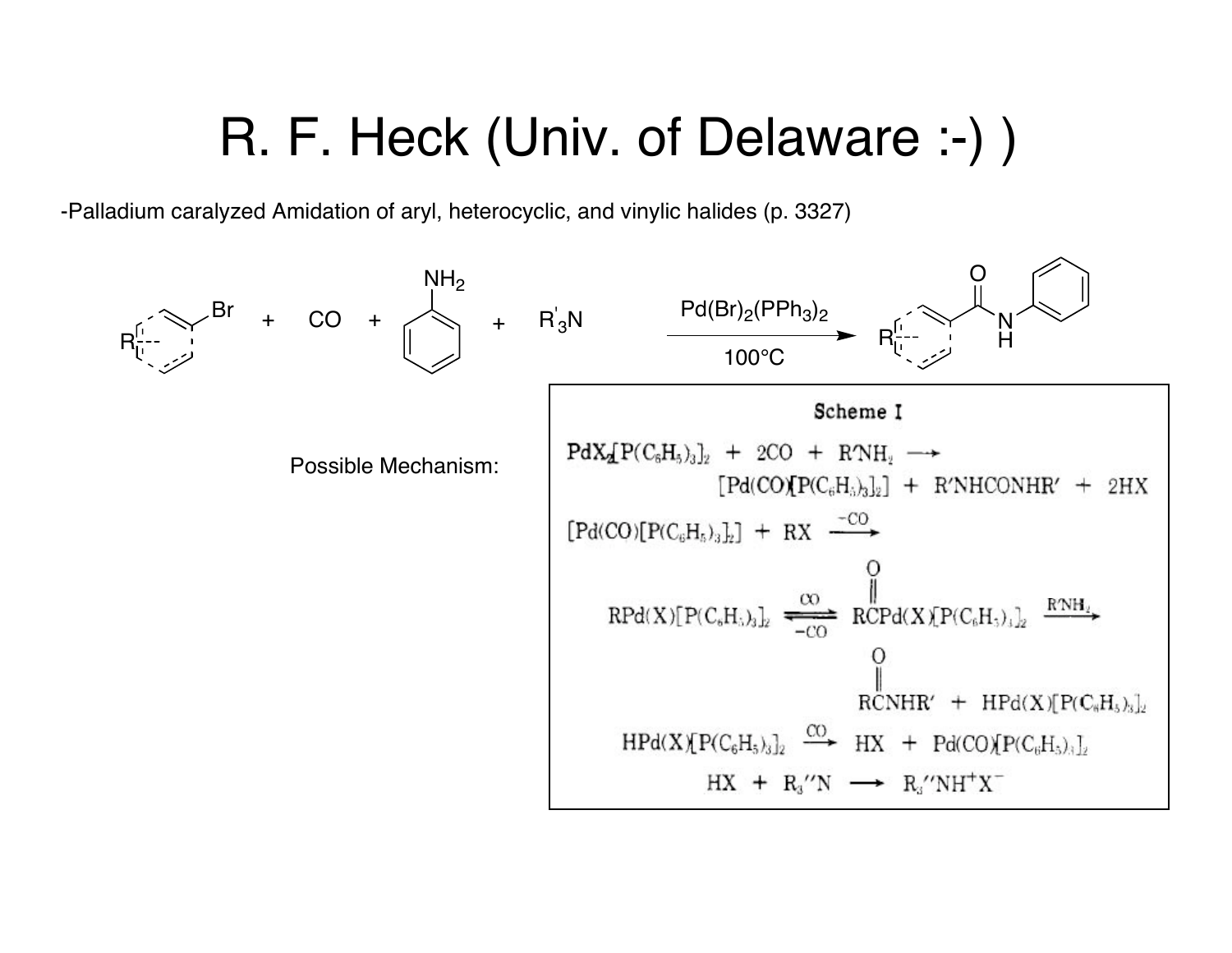# R. F. Heck (Univ. of Delaware :-) )

-Palladium caralyzed Amidation of aryl, heterocyclic, and vinylic halides (p. 3327)

$$\text{R-Ar-Br} + CO + PhNH_2 + R'_3N \xrightarrow[100°C]{Pd(Br)_2(PPh_3)_2} \text{R-Ar-C(O)NHPh}$$

Possible Mechanism:

**Scheme I**

$$PdX_2[P(C_6H_5)_3]_2 + 2CO + R'NH_2 \longrightarrow [Pd(CO)[P(C_6H_5)_3]_2] + R'NHCONHR' + 2HX$$

$$[Pd(CO)[P(C_6H_5)_3]_2] + RX \xrightarrow{-CO}$$

$$RPd(X)[P(C_6H_5)_3]_2 \underset{-CO}{\overset{CO}{\rightleftharpoons}} RC(O)Pd(X)[P(C_6H_5)_3]_2 \xrightarrow{R'NH_2}$$

$$RC(O)NHR' + HPd(X)[P(C_6H_5)_3]_2$$

$$HPd(X)[P(C_6H_5)_3]_2 \xrightarrow{CO} HX + Pd(CO)[P(C_6H_5)_3]_2$$

$$HX + R_3''N \longrightarrow R_3''NH^+X^-$$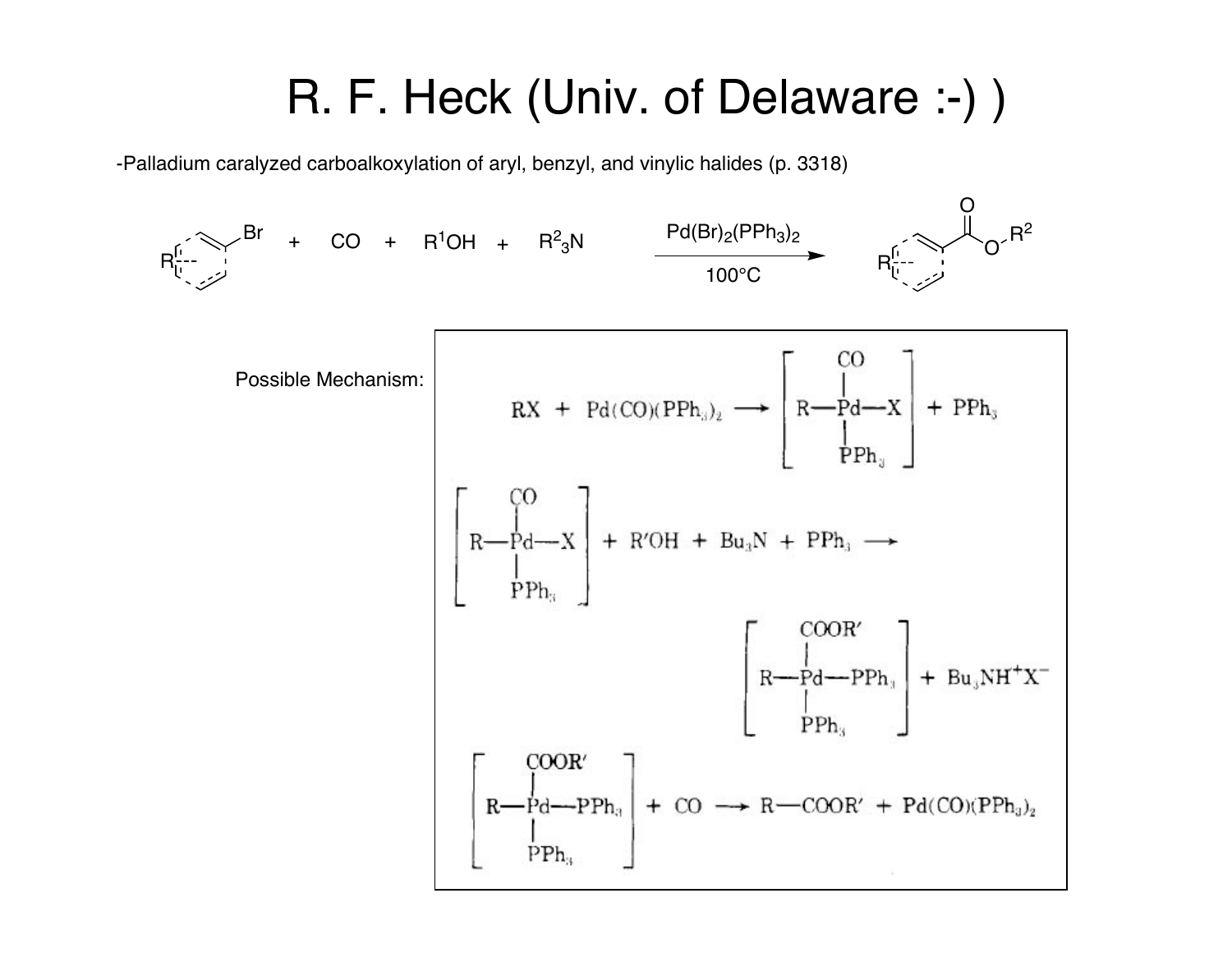# R. F. Heck (Univ. of Delaware :-) )

-Palladium caralyzed carboalkoxylation of aryl, benzyl, and vinylic halides (p. 3318)

$$\text{R-Ar-Br} + CO + R^1OH + R^2_3N \xrightarrow[100°C]{Pd(Br)_2(PPh_3)_2} \text{R-Ar-C(O)O-}R^2$$

Possible Mechanism:

$$RX + Pd(CO)(PPh_3)_2 \longrightarrow [R\text{—}Pd(CO)(PPh_3)\text{—}X] + PPh_3$$

$$[R\text{—}Pd(CO)(PPh_3)\text{—}X] + R'OH + Bu_3N + PPh_3 \longrightarrow [R\text{—}Pd(COOR')(PPh_3)\text{—}PPh_3] + Bu_3NH^+X^-$$

$$[R\text{—}Pd(COOR')(PPh_3)\text{—}PPh_3] + CO \longrightarrow R\text{—}COOR' + Pd(CO)(PPh_3)_2$$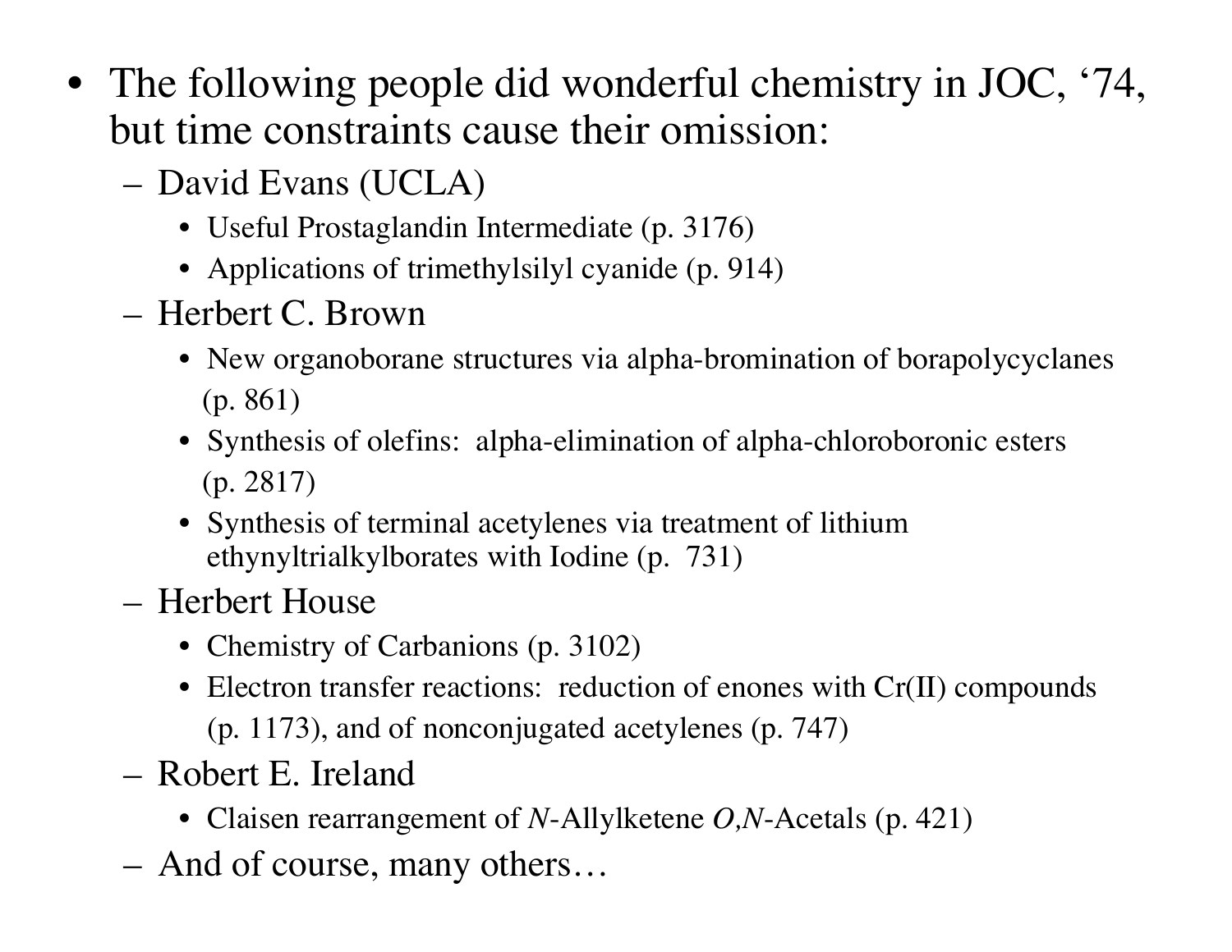- The following people did wonderful chemistry in JOC, '74, but time constraints cause their omission:
  - David Evans (UCLA)
    - Useful Prostaglandin Intermediate (p. 3176)
    - Applications of trimethylsilyl cyanide (p. 914)
  - Herbert C. Brown
    - New organoborane structures via alpha-bromination of borapolycyclanes (p. 861)
    - Synthesis of olefins: alpha-elimination of alpha-chloroboronic esters (p. 2817)
    - Synthesis of terminal acetylenes via treatment of lithium ethynyltrialkylborates with Iodine (p. 731)
  - Herbert House
    - Chemistry of Carbanions (p. 3102)
    - Electron transfer reactions: reduction of enones with Cr(II) compounds (p. 1173), and of nonconjugated acetylenes (p. 747)
  - Robert E. Ireland
    - Claisen rearrangement of *N*-Allylketene *O,N*-Acetals (p. 421)
  - And of course, many others…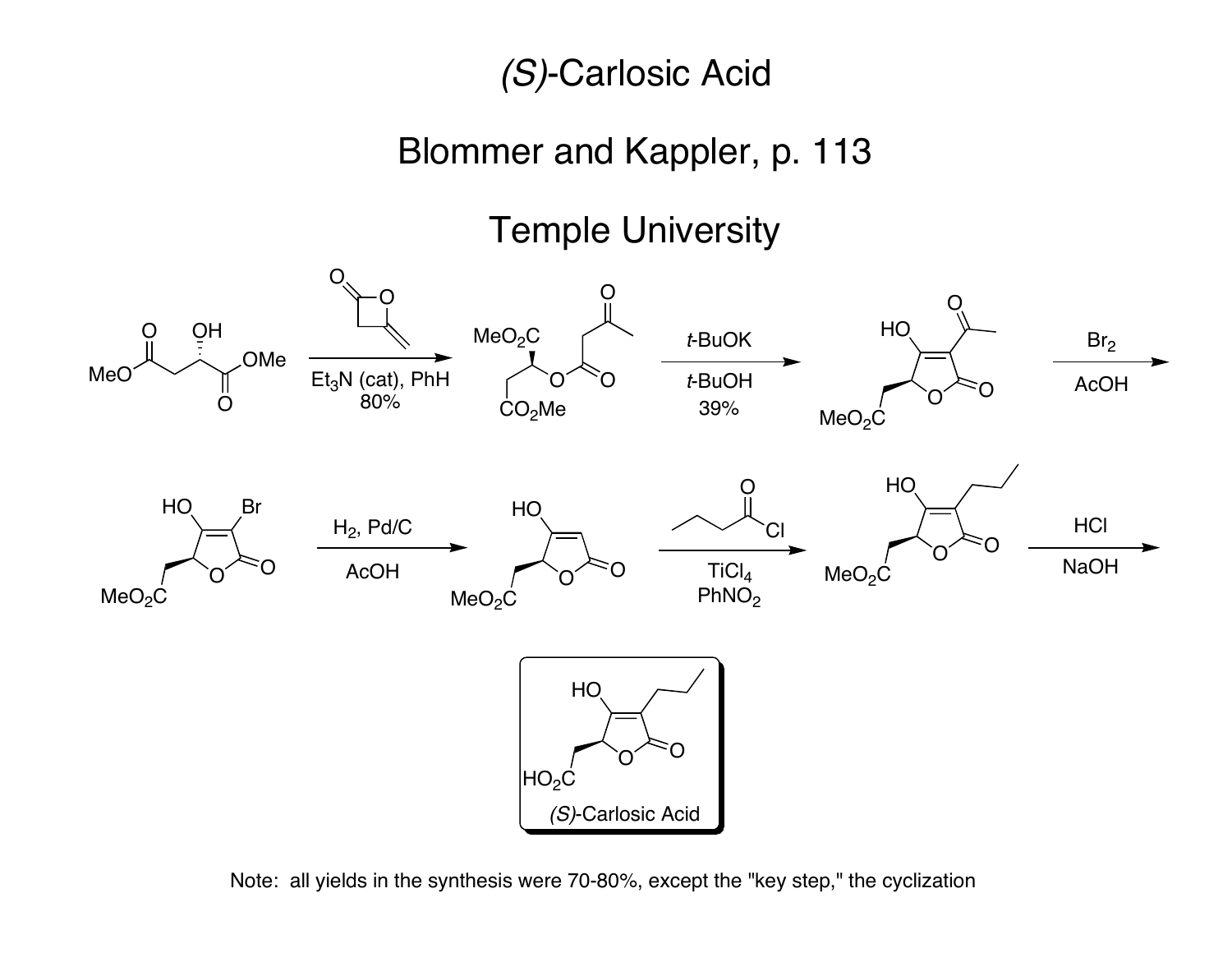# (S)-Carlosic Acid

## Blommer and Kappler, p. 113

## Temple University

$Et_3N$ (cat), PhH
80%

t-BuOK
t-BuOH
39%

$Br_2$
AcOH

$H_2$, Pd/C
AcOH

$TiCl_4$
$PhNO_2$

HCl
NaOH

(S)-Carlosic Acid

Note: all yields in the synthesis were 70-80%, except the "key step," the cyclization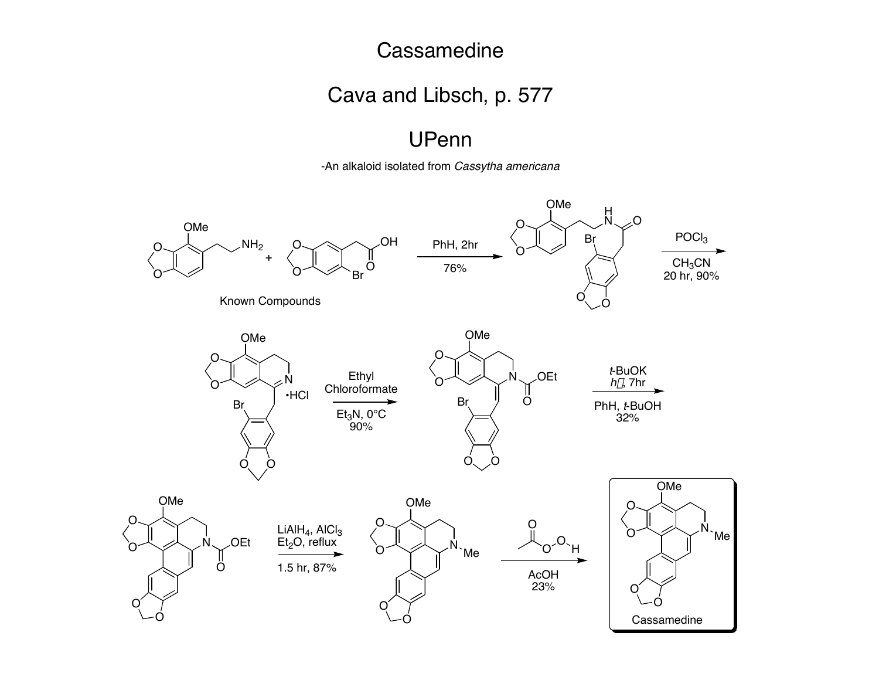# Cassamedine

## Cava and Libsch, p. 577

## UPenn

-An alkaloid isolated from *Cassytha americana*

Known Compounds

PhH, 2hr

76%

$POCl_3$

$CH_3CN$
20 hr, 90%

•HCl

Ethyl Chloroformate

$Et_3N$, 0°C
90%

*t*-BuOK
*h*ν, 7hr

PhH, *t*-BuOH
32%

$LiAlH_4$, $AlCl_3$
$Et_2O$, reflux

1.5 hr, 87%

AcOH
23%

Cassamedine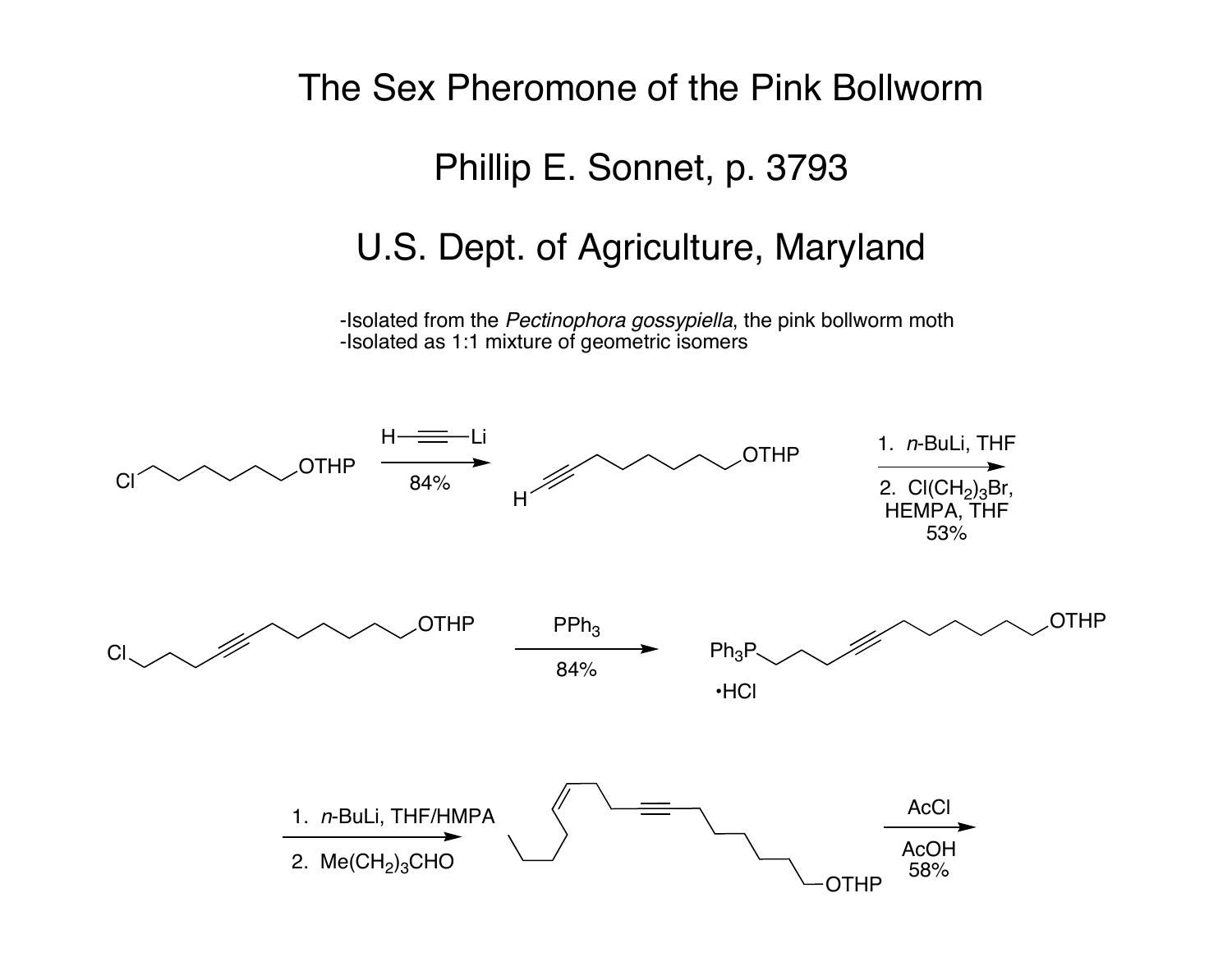# The Sex Pheromone of the Pink Bollworm

## Phillip E. Sonnet, p. 3793

## U.S. Dept. of Agriculture, Maryland

- Isolated from the *Pectinophora gossypiella*, the pink bollworm moth
- Isolated as 1:1 mixture of geometric isomers

H—≡—Li, 84%

1. *n*-BuLi, THF
2. $Cl(CH_2)_3Br$, HEMPA, THF

53%

OTHP

Cl

$PPh_3$

84%

$Ph_3P$

•HCl

1. *n*-BuLi, THF/HMPA
2. $Me(CH_2)_3CHO$

AcCl

AcOH

58%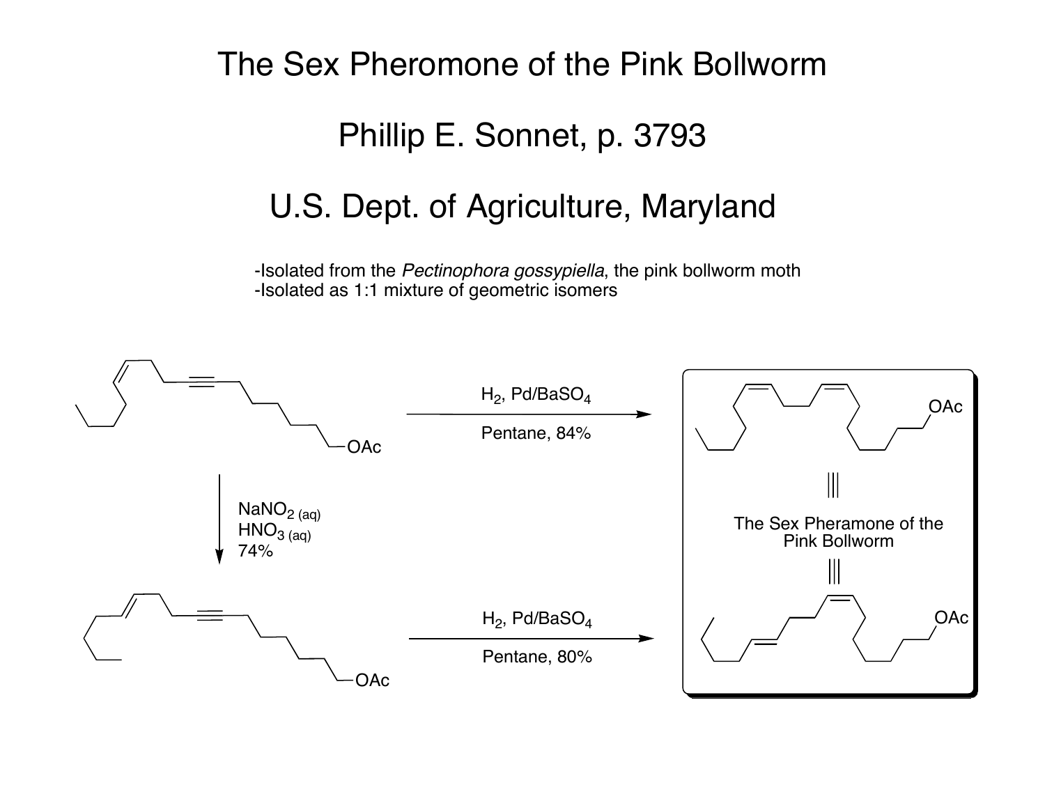# The Sex Pheromone of the Pink Bollworm

## Phillip E. Sonnet, p. 3793

## U.S. Dept. of Agriculture, Maryland

-Isolated from the *Pectinophora gossypiella*, the pink bollworm moth
-Isolated as 1:1 mixture of geometric isomers

OAc

$H_2$, Pd/$BaSO_4$

Pentane, 84%

OAc

$NaNO_{2\,(aq)}$
$HNO_{3\,(aq)}$
74%

The Sex Pheramone of the Pink Bollworm

OAc

$H_2$, Pd/$BaSO_4$

Pentane, 80%

OAc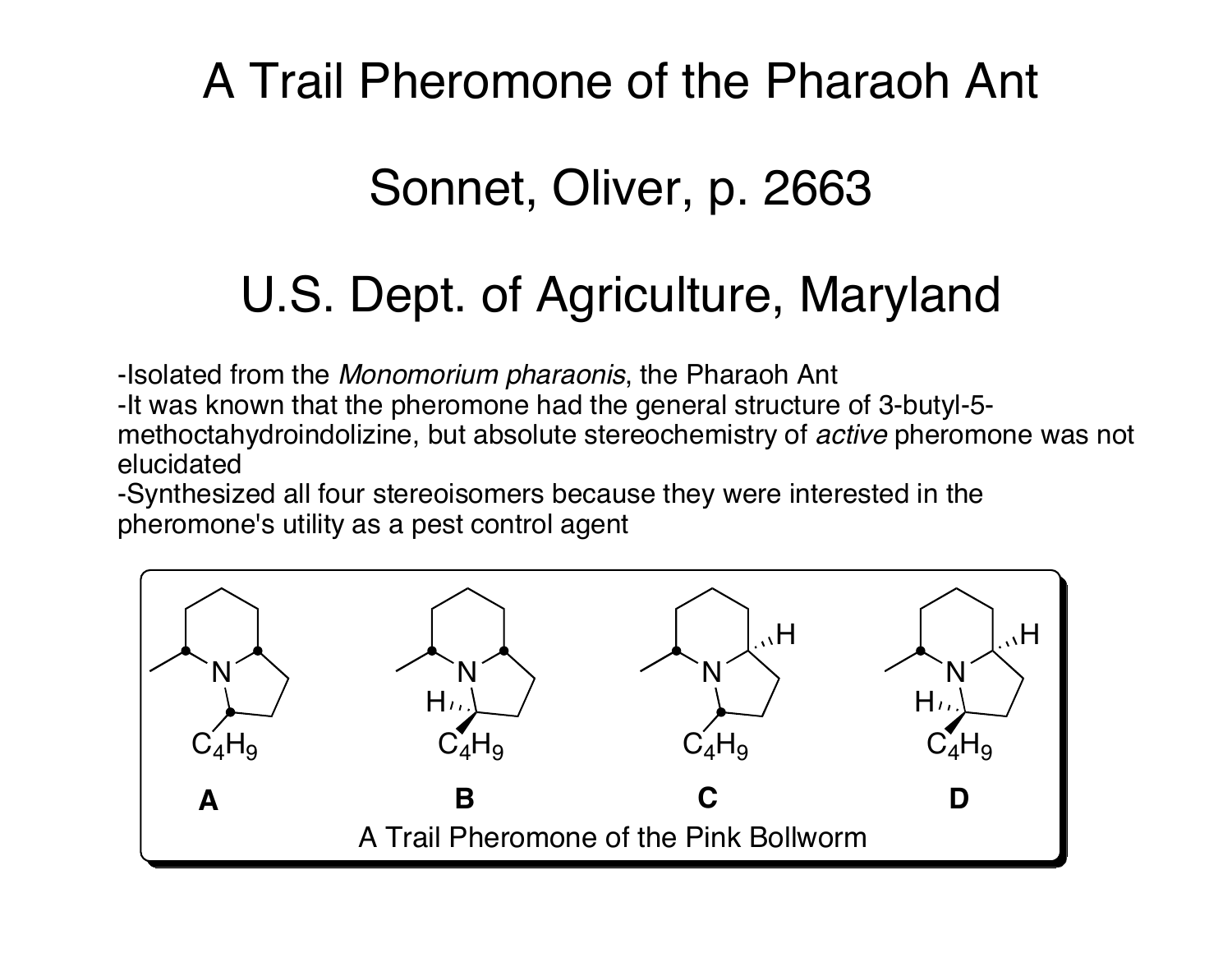# A Trail Pheromone of the Pharaoh Ant

# Sonnet, Oliver, p. 2663

# U.S. Dept. of Agriculture, Maryland

- Isolated from the *Monomorium pharaonis*, the Pharaoh Ant
- It was known that the pheromone had the general structure of 3-butyl-5-methoctahydroindolizine, but absolute stereochemistry of *active* pheromone was not elucidated
- Synthesized all four stereoisomers because they were interested in the pheromone's utility as a pest control agent

$C_4H_9$ $C_4H_9$ $C_4H_9$ $C_4H_9$

**A** **B** **C** **D**

A Trail Pheromone of the Pink Bollworm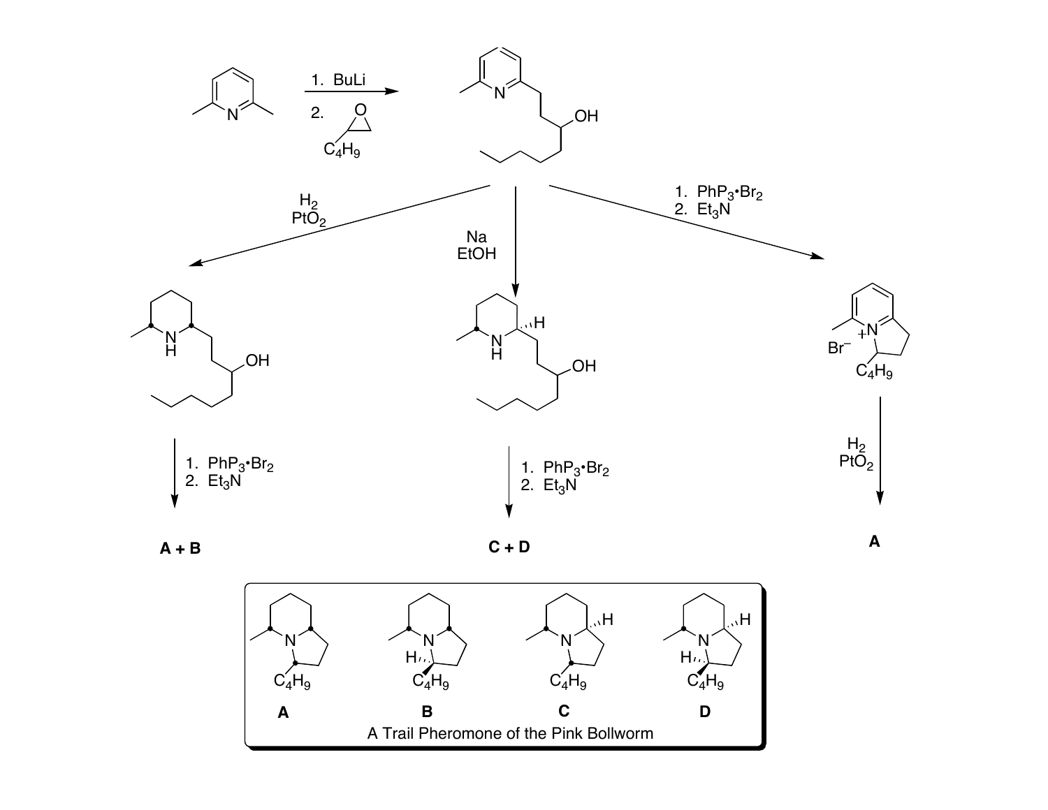1. BuLi

2. (epoxide with $C_4H_9$)

$H_2$
$PtO_2$

Na
EtOH

1. $PhP_3{\bullet}Br_2$
2. $Et_3N$

$Br^-$

$H_2$
$PtO_2$

1. $PhP_3{\bullet}Br_2$
2. $Et_3N$

1. $PhP_3{\bullet}Br_2$
2. $Et_3N$

**A + B**

**C + D**

**A**

**A** **B** **C** **D**

A Trail Pheromone of the Pink Bollworm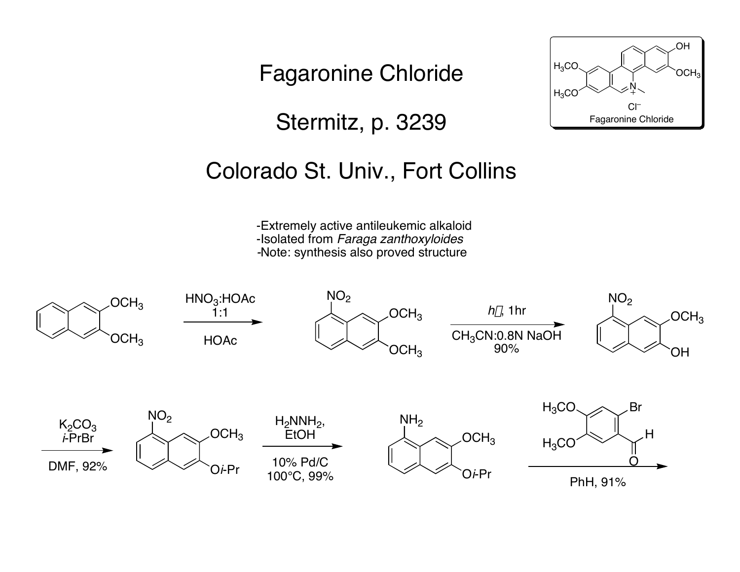# Fagaronine Chloride

## Stermitz, p. 3239

## Colorado St. Univ., Fort Collins

- Extremely active antileukemic alkaloid
- Isolated from *Faraga zanthoxyloides*
- Note: synthesis also proved structure

Fagaronine Chloride

$HNO_3$:HOAc 1:1, HOAc

$h\nu$, 1hr, $CH_3CN$:0.8N NaOH, 90%

$K_2CO_3$, *i*-PrBr, DMF, 92%

$H_2NNH_2$, EtOH, 10% Pd/C, 100°C, 99%

PhH, 91%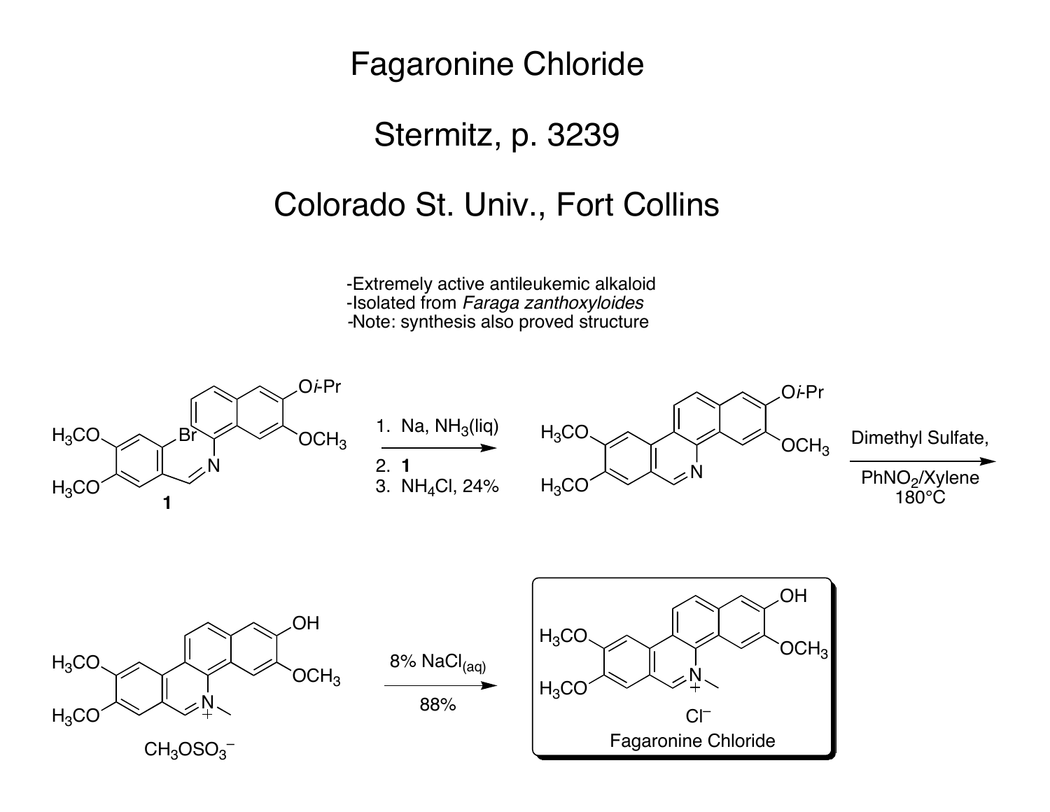# Fagaronine Chloride

## Stermitz, p. 3239

## Colorado St. Univ., Fort Collins

- Extremely active antileukemic alkaloid
- Isolated from *Faraga zanthoxyloides*
- Note: synthesis also proved structure

$H_3CO$, $H_3CO$, Br, N, O*i*-Pr, $OCH_3$

**1**

1. Na, $NH_3$(liq)
2. **1**
3. $NH_4Cl$, 24%

$H_3CO$, $H_3CO$, N, O*i*-Pr, $OCH_3$

Dimethyl Sulfate,

$PhNO_2$/Xylene

180°C

$H_3CO$, $H_3CO$, $N^+$, OH, $OCH_3$

$CH_3OSO_3^-$

8% $NaCl_{(aq)}$

88%

$H_3CO$, $H_3CO$, $N^+$, OH, $OCH_3$

$Cl^-$

Fagaronine Chloride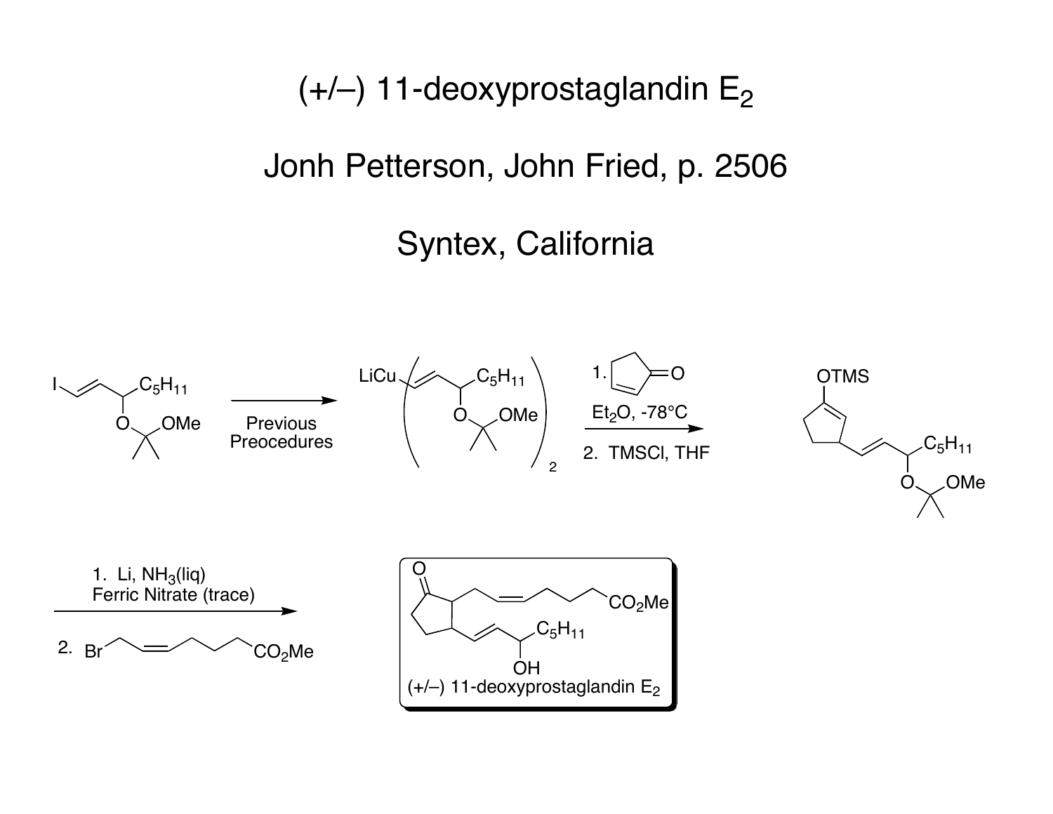# (+/–) 11-deoxyprostaglandin $E_2$

## Jonh Petterson, John Fried, p. 2506

## Syntex, California

Previous Preocedures

1. Et$_2$O, -78°C

2. TMSCl, THF

1. Li, $NH_3$(liq) Ferric Nitrate (trace)

2. Br / $CO_2Me$

(+/–) 11-deoxyprostaglandin $E_2$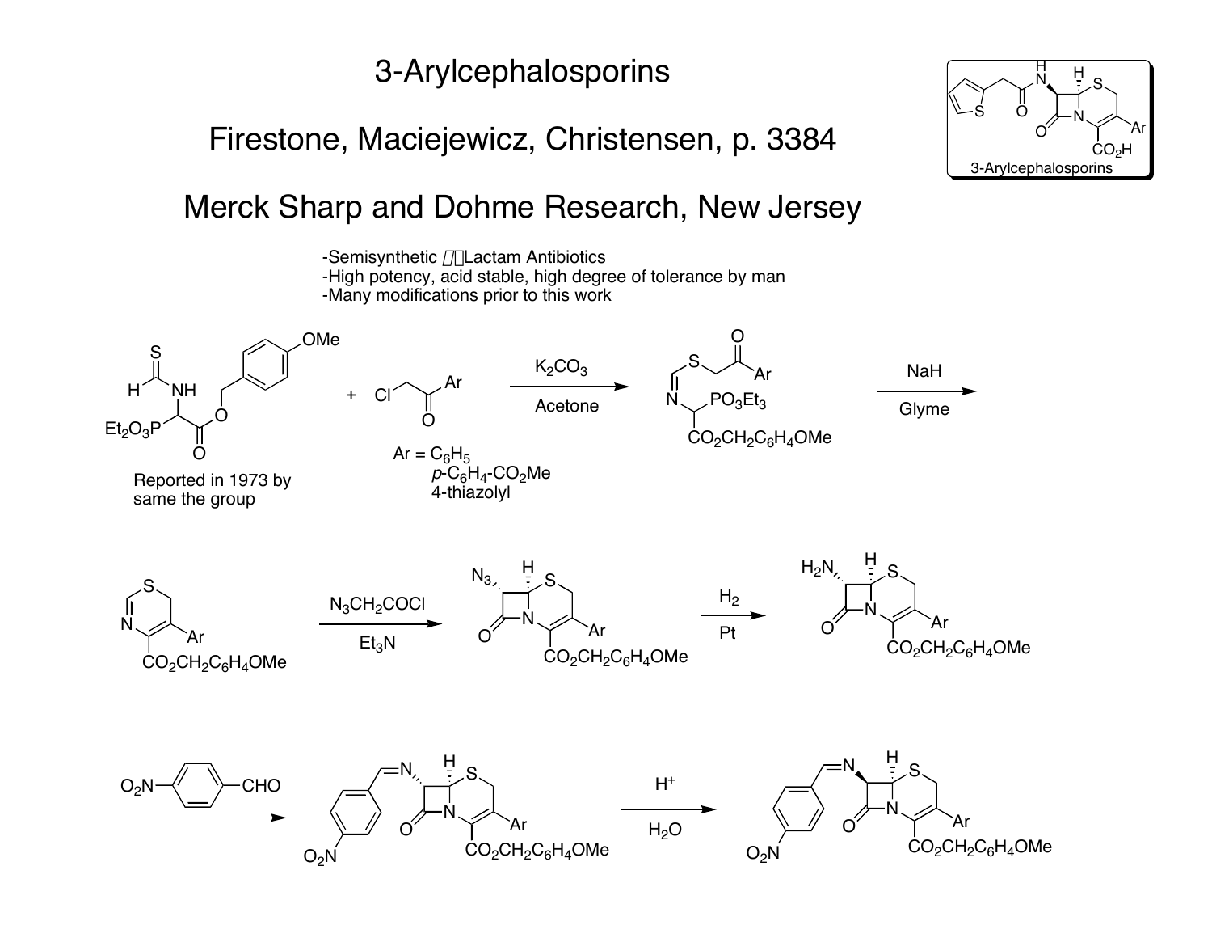# 3-Arylcephalosporins

## Firestone, Maciejewicz, Christensen, p. 3384

## Merck Sharp and Dohme Research, New Jersey

-Semisynthetic β-Lactam Antibiotics
-High potency, acid stable, high degree of tolerance by man
-Many modifications prior to this work

3-Arylcephalosporins

Reported in 1973 by same the group

$K_2CO_3$, Acetone

Ar = $C_6H_5$, $p$-$C_6H_4$-$CO_2Me$, 4-thiazolyl

NaH, Glyme

$N_3CH_2COCl$, $Et_3N$

$H_2$, Pt

$H^+$, $H_2O$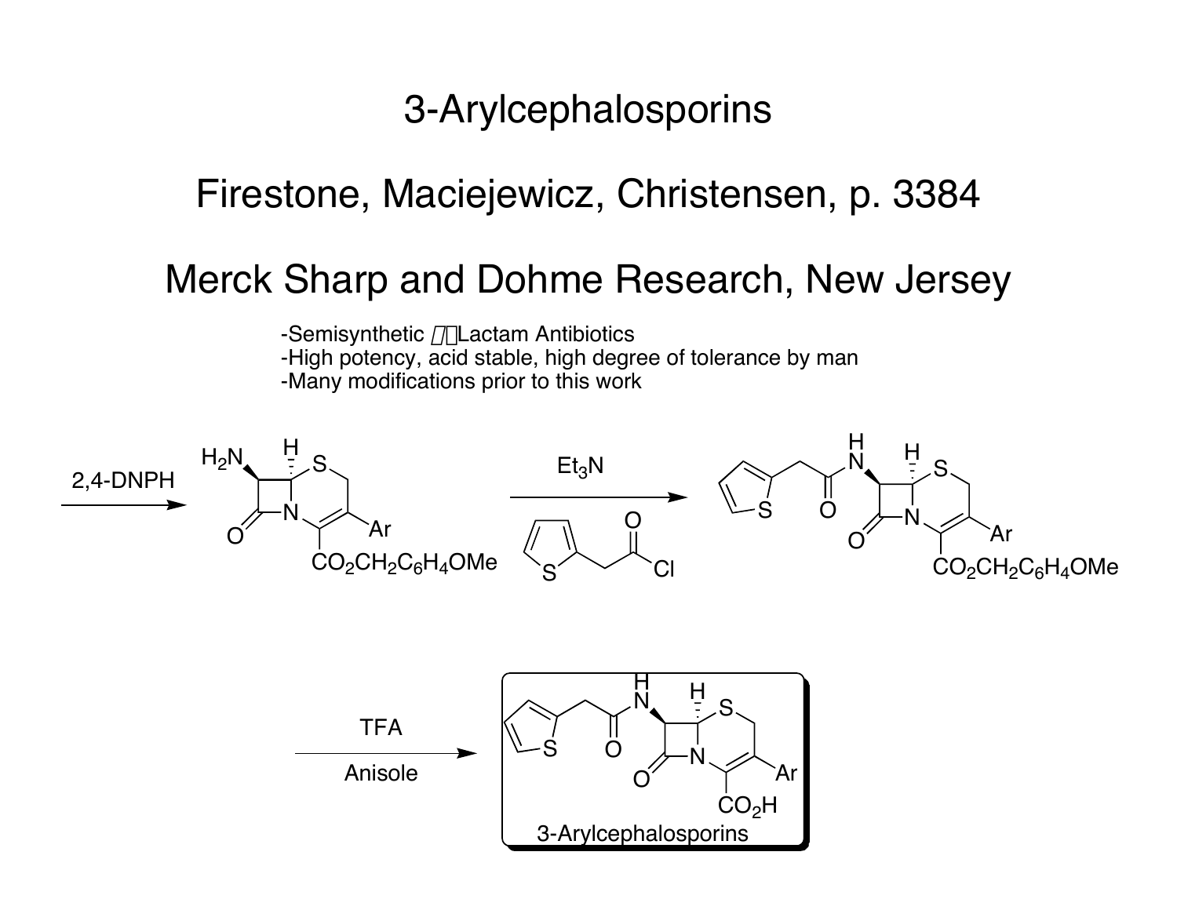# 3-Arylcephalosporins

## Firestone, Maciejewicz, Christensen, p. 3384

## Merck Sharp and Dohme Research, New Jersey

- Semisynthetic β-Lactam Antibiotics
- High potency, acid stable, high degree of tolerance by man
- Many modifications prior to this work

2,4-DNPH

$CO_2CH_2C_6H_4OMe$

Ar

$Et_3N$

Cl

$CO_2CH_2C_6H_4OMe$

Ar

TFA

Anisole

Ar

$CO_2H$

3-Arylcephalosporins